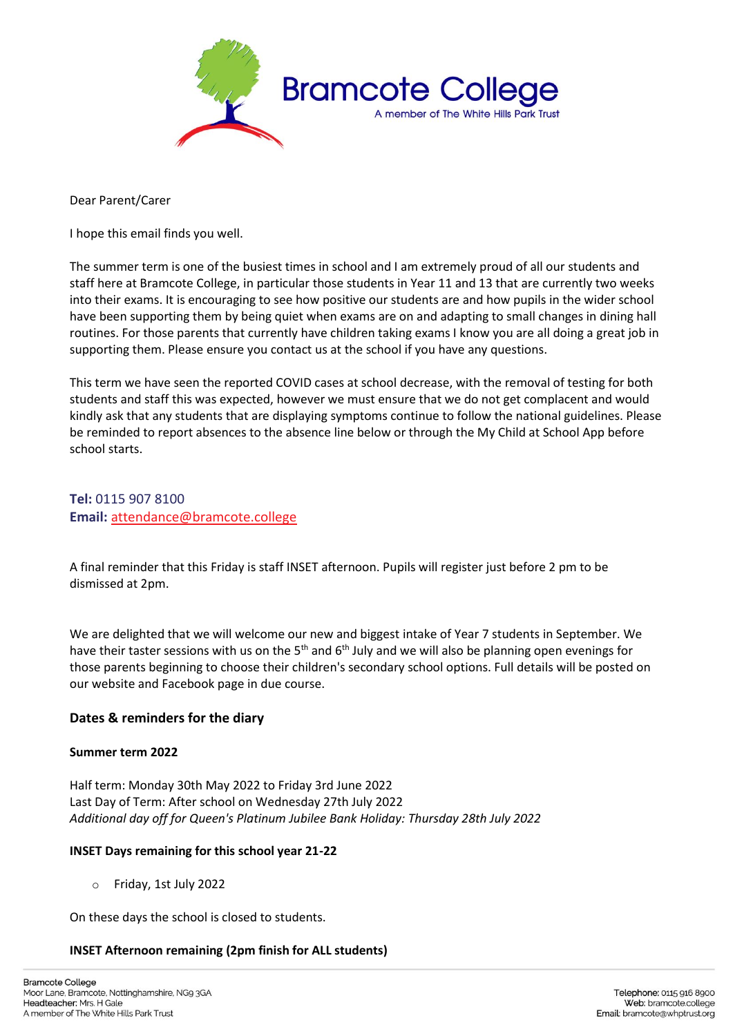Bramcote College

A member of The White Hills Park Trust

Dear Parent/Carer

I hope this email finds you well.

The summer term is one of the busiest times in school and I am extremely proud of all our students and staff here at Bramcote College, in particular those students in Year 11 and 13 that are currently two weeks into their exams. It is encouraging to see how positive our students are and how pupils in the wider school have been supporting them by being quiet when exams are on and adapting to small changes in dining hall routines. For those parents that currently have children taking exams I know you are all doing a great job in supporting them. Please ensure you contact us at the school if you have any questions.

This term we have seen the reported COVID cases at school decrease, with the removal of testing for both students and staff this was expected, however we must ensure that we do not get complacent and would kindly ask that any students that are displaying symptoms continue to follow the national guidelines. Please be reminded to report absences to the absence line below or through the My Child at School App before school starts.

**Tel:** 0115 907 8100
**Email:** attendance@bramcote.college

A final reminder that this Friday is staff INSET afternoon. Pupils will register just before 2 pm to be dismissed at 2pm.

We are delighted that we will welcome our new and biggest intake of Year 7 students in September. We have their taster sessions with us on the 5th and 6th July and we will also be planning open evenings for those parents beginning to choose their children's secondary school options. Full details will be posted on our website and Facebook page in due course.

## Dates & reminders for the diary

### Summer term 2022

Half term: Monday 30th May 2022 to Friday 3rd June 2022
Last Day of Term: After school on Wednesday 27th July 2022
*Additional day off for Queen's Platinum Jubilee Bank Holiday: Thursday 28th July 2022*

### INSET Days remaining for this school year 21-22

- Friday, 1st July 2022

On these days the school is closed to students.

### INSET Afternoon remaining (2pm finish for ALL students)

Bramcote College
Moor Lane, Bramcote, Nottinghamshire, NG9 3GA
Headteacher: Mrs. H Gale
A member of The White Hills Park Trust

Telephone: 0115 916 8900
Web: bramcote.college
Email: bramcote@whptrust.org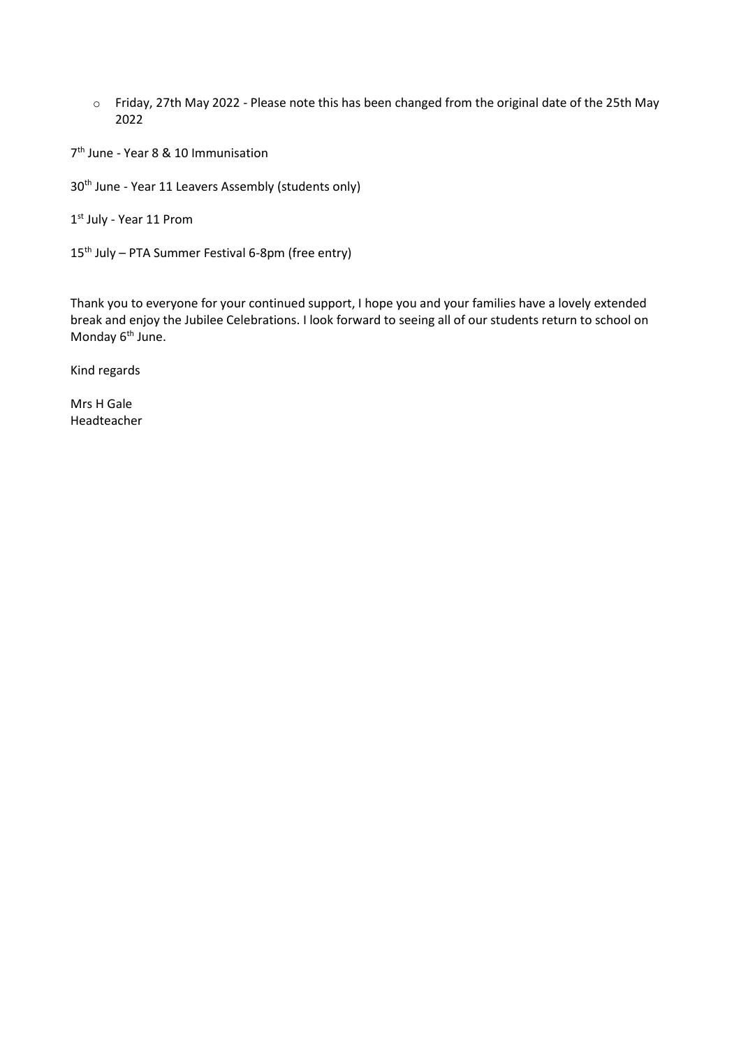- Friday, 27th May 2022 - Please note this has been changed from the original date of the 25th May 2022

7th June - Year 8 & 10 Immunisation

30th June - Year 11 Leavers Assembly (students only)

1st July - Year 11 Prom

15th July – PTA Summer Festival 6-8pm (free entry)

Thank you to everyone for your continued support, I hope you and your families have a lovely extended break and enjoy the Jubilee Celebrations. I look forward to seeing all of our students return to school on Monday 6th June.

Kind regards

Mrs H Gale
Headteacher